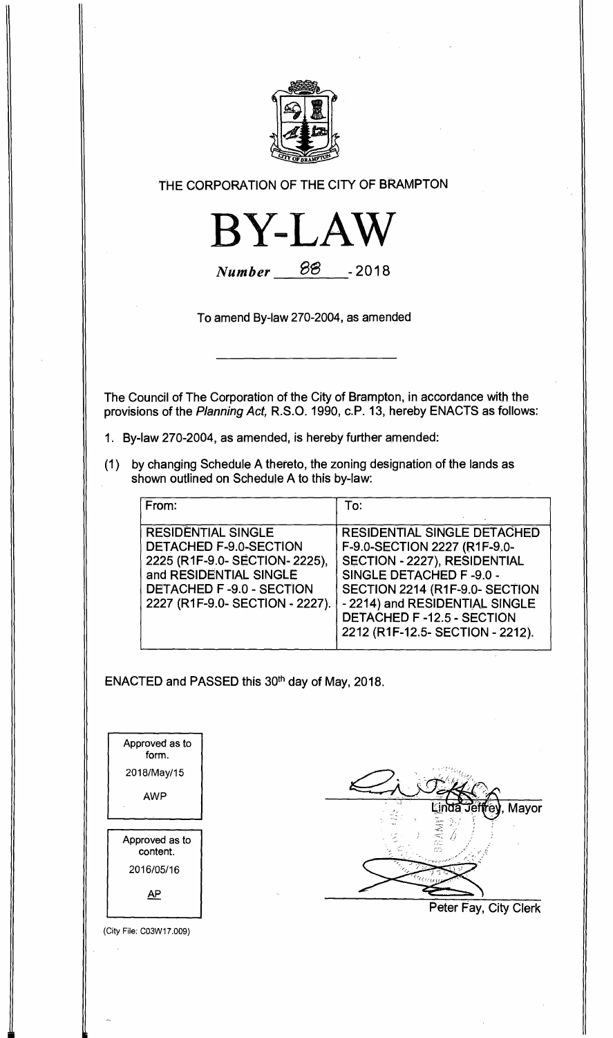THE CORPORATION OF THE CITY OF BRAMPTON

# BY-LAW

*Number* 88 - 2018

To amend By-law 270-2004, as amended

The Council of The Corporation of the City of Brampton, in accordance with the provisions of the *Planning Act,* R.S.O. 1990, c.P. 13, hereby ENACTS as follows:

1. By-law 270-2004, as amended, is hereby further amended:

(1) by changing Schedule A thereto, the zoning designation of the lands as shown outlined on Schedule A to this by-law:

| From: | To: |
|---|---|
| RESIDENTIAL SINGLE DETACHED F-9.0-SECTION 2225 (R1F-9.0- SECTION- 2225), and RESIDENTIAL SINGLE DETACHED F -9.0 - SECTION 2227 (R1F-9.0- SECTION - 2227). | RESIDENTIAL SINGLE DETACHED F-9.0-SECTION 2227 (R1F-9.0- SECTION - 2227), RESIDENTIAL SINGLE DETACHED F -9.0 - SECTION 2214 (R1F-9.0- SECTION - 2214) and RESIDENTIAL SINGLE DETACHED F -12.5 - SECTION 2212 (R1F-12.5- SECTION - 2212). |

ENACTED and PASSED this 30th day of May, 2018.

Approved as to form.
2018/May/15
AWP

Approved as to content.
2016/05/16
AP

Linda Jeffrey, Mayor

Peter Fay, City Clerk

(City File: C03W17.009)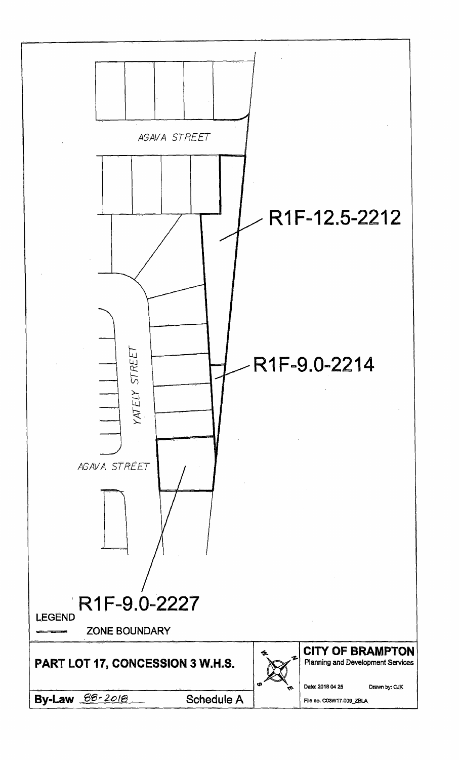AGAVA STREET

R1F-12.5-2212

YATELY STREET

R1F-9.0-2214

AGAVA STREET

R1F-9.0-2227

LEGEND

ZONE BOUNDARY

**PART LOT 17, CONCESSION 3 W.H.S.**

**CITY OF BRAMPTON**
Planning and Development Services

Date: 2018 04 25 Drawn by: CJK

File no. C03W17.009_ZBLA

**By-Law** 88-2018 Schedule A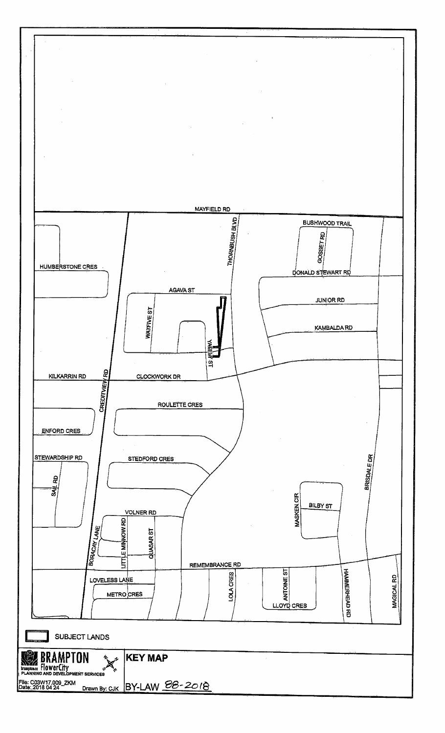MAYFIELD RD

THORNBUSH BLVD

BUSHWOOD TRAIL

GOSSET RD

HUMBERSTONE CRES

DONALD STEWART RD

AGAVA ST

JUNIOR RD

WATFIVE ST

KAMBALDA RD

YARDLEY ST

KILKARRIN RD

CREDITVIEW RD

CLOCKWORK DR

ROULETTE CRES

ENFORD CRES

STEWARDSHIP RD

STEDFORD CRES

BRISDALE DR

SAIL RD

MASKEN CIR

BILBY ST

VOLNER RD

BORACAY LANE

LITTLE MINNOW RD

QUASAR ST

REMEMBRANCE RD

LOVELESS LANE

LOLA CRES

ANTOINE ST

HAMMERHEAD RD

MAGICAL RD

METRO CRES

LLOYD CRES

SUBJECT LANDS

**BRAMPTON** FlowerCity

PLANNING AND DEVELOPMENT SERVICES

**KEY MAP**

File: C03W17.009_ZKM
Date: 2018 04 24

Drawn By: CJK

BY-LAW 88-2018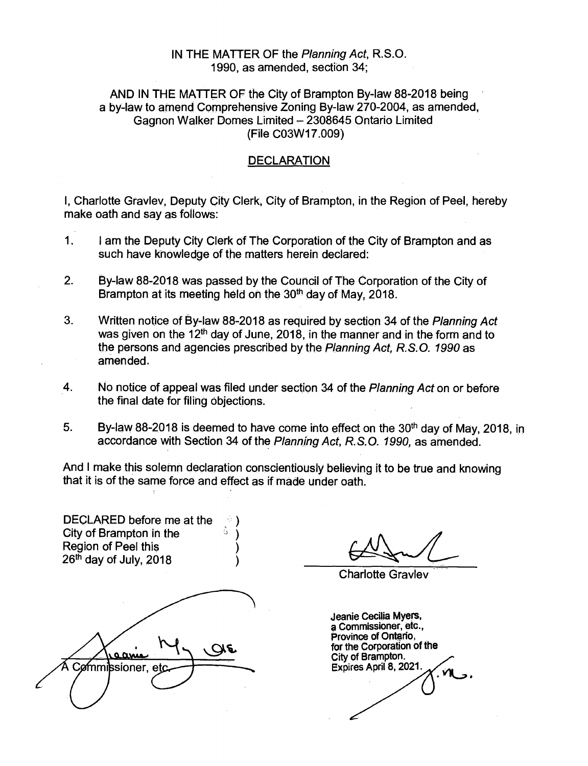IN THE MATTER OF the *Planning Act*, R.S.O. 1990, as amended, section 34;

AND IN THE MATTER OF the City of Brampton By-law 88-2018 being a by-law to amend Comprehensive Zoning By-law 270-2004, as amended, Gagnon Walker Domes Limited – 2308645 Ontario Limited (File C03W17.009)

## DECLARATION

I, Charlotte Gravlev, Deputy City Clerk, City of Brampton, in the Region of Peel, hereby make oath and say as follows:

1. I am the Deputy City Clerk of The Corporation of the City of Brampton and as such have knowledge of the matters herein declared:

2. By-law 88-2018 was passed by the Council of The Corporation of the City of Brampton at its meeting held on the 30th day of May, 2018.

3. Written notice of By-law 88-2018 as required by section 34 of the *Planning Act* was given on the 12th day of June, 2018, in the manner and in the form and to the persons and agencies prescribed by the *Planning Act, R.S.O. 1990* as amended.

4. No notice of appeal was filed under section 34 of the *Planning Act* on or before the final date for filing objections.

5. By-law 88-2018 is deemed to have come into effect on the 30th day of May, 2018, in accordance with Section 34 of the *Planning Act, R.S.O. 1990,* as amended.

And I make this solemn declaration conscientiously believing it to be true and knowing that it is of the same force and effect as if made under oath.

DECLARED before me at the City of Brampton in the Region of Peel this 26th day of July, 2018 )

Charlotte Gravlev

A Commissioner, etc.

Jeanie Cecilia Myers,
a Commissioner, etc.,
Province of Ontario,
for the Corporation of the City of Brampton.
Expires April 8, 2021.